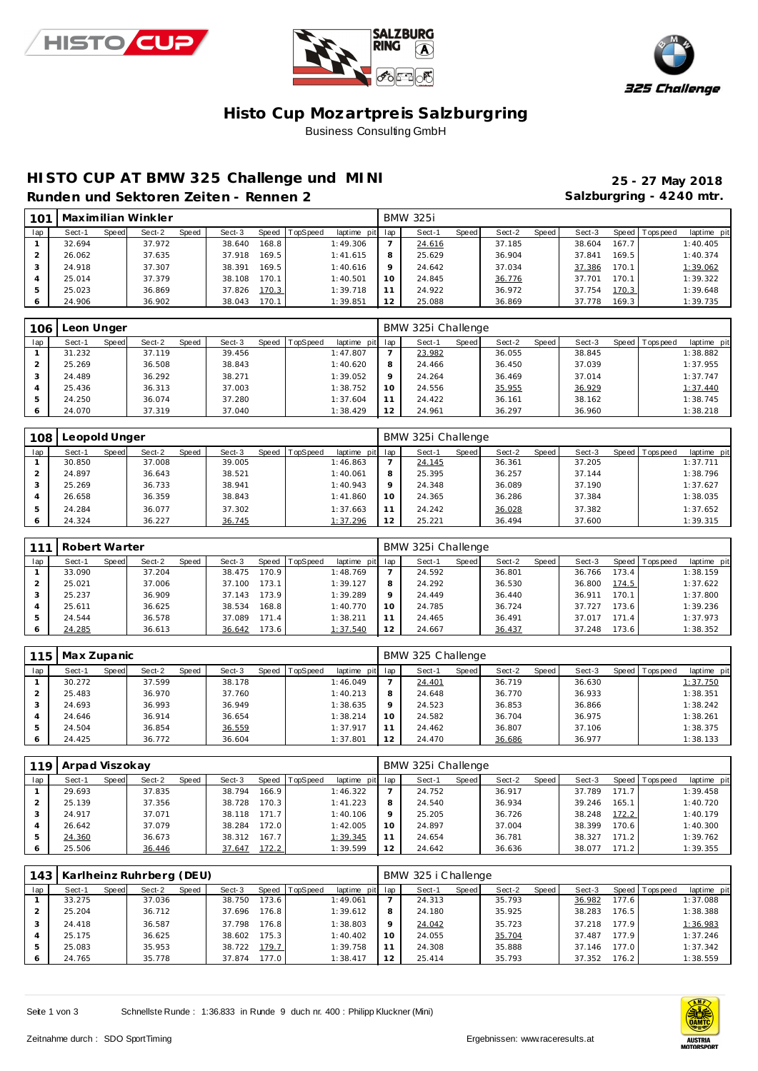# Histo Cup Mozartpreis Salzburgring

Business Consulting GmbH

## HISTO CUP AT BMW 325 Challenge und MINI

**Runden und Sektoren Zeiten - Rennen 2**

**25 - 27 May 2018**

**Salzburgring - 4240 mtr.**

### 101 Maximilian Winkler — BMW 325i

| lap | Sect-1 | Speed | Sect-2 | Speed | Sect-3 | Speed | TopSpeed | laptime | pit | lap | Sect-1 | Speed | Sect-2 | Speed | Sect-3 | Speed | Topspeed | laptime | pit |
|---|---|---|---|---|---|---|---|---|---|---|---|---|---|---|---|---|---|---|---|
| 1 | 32.694 | | 37.972 | | 38.640 | 168.8 | | 1:49.306 | | 7 | 24.616 | | 37.185 | | 38.604 | 167.7 | | 1:40.405 | |
| 2 | 26.062 | | 37.635 | | 37.918 | 169.5 | | 1:41.615 | | 8 | 25.629 | | 36.904 | | 37.841 | 169.5 | | 1:40.374 | |
| 3 | 24.918 | | 37.307 | | 38.391 | 169.5 | | 1:40.616 | | 9 | 24.642 | | 37.034 | | 37.386 | 170.1 | | 1:39.062 | |
| 4 | 25.014 | | 37.379 | | 38.108 | 170.1 | | 1:40.501 | | 10 | 24.845 | | 36.776 | | 37.701 | 170.1 | | 1:39.322 | |
| 5 | 25.023 | | 36.869 | | 37.826 | 170.3 | | 1:39.718 | | 11 | 24.922 | | 36.972 | | 37.754 | 170.3 | | 1:39.648 | |
| 6 | 24.906 | | 36.902 | | 38.043 | 170.1 | | 1:39.851 | | 12 | 25.088 | | 36.869 | | 37.778 | 169.3 | | 1:39.735 | |

### 106 Leon Unger — BMW 325i Challenge

| lap | Sect-1 | Speed | Sect-2 | Speed | Sect-3 | Speed | TopSpeed | laptime | pit | lap | Sect-1 | Speed | Sect-2 | Speed | Sect-3 | Speed | Topspeed | laptime | pit |
|---|---|---|---|---|---|---|---|---|---|---|---|---|---|---|---|---|---|---|---|
| 1 | 31.232 | | 37.119 | | 39.456 | | | 1:47.807 | | 7 | 23.982 | | 36.055 | | 38.845 | | | 1:38.882 | |
| 2 | 25.269 | | 36.508 | | 38.843 | | | 1:40.620 | | 8 | 24.466 | | 36.450 | | 37.039 | | | 1:37.955 | |
| 3 | 24.489 | | 36.292 | | 38.271 | | | 1:39.052 | | 9 | 24.264 | | 36.469 | | 37.014 | | | 1:37.747 | |
| 4 | 25.436 | | 36.313 | | 37.003 | | | 1:38.752 | | 10 | 24.556 | | 35.955 | | 36.929 | | | 1:37.440 | |
| 5 | 24.250 | | 36.074 | | 37.280 | | | 1:37.604 | | 11 | 24.422 | | 36.161 | | 38.162 | | | 1:38.745 | |
| 6 | 24.070 | | 37.319 | | 37.040 | | | 1:38.429 | | 12 | 24.961 | | 36.297 | | 36.960 | | | 1:38.218 | |

### 108 Leopold Unger — BMW 325i Challenge

| lap | Sect-1 | Speed | Sect-2 | Speed | Sect-3 | Speed | TopSpeed | laptime | pit | lap | Sect-1 | Speed | Sect-2 | Speed | Sect-3 | Speed | Topspeed | laptime | pit |
|---|---|---|---|---|---|---|---|---|---|---|---|---|---|---|---|---|---|---|---|
| 1 | 30.850 | | 37.008 | | 39.005 | | | 1:46.863 | | 7 | 24.145 | | 36.361 | | 37.205 | | | 1:37.711 | |
| 2 | 24.897 | | 36.643 | | 38.521 | | | 1:40.061 | | 8 | 25.395 | | 36.257 | | 37.144 | | | 1:38.796 | |
| 3 | 25.269 | | 36.733 | | 38.941 | | | 1:40.943 | | 9 | 24.348 | | 36.089 | | 37.190 | | | 1:37.627 | |
| 4 | 26.658 | | 36.359 | | 38.843 | | | 1:41.860 | | 10 | 24.365 | | 36.286 | | 37.384 | | | 1:38.035 | |
| 5 | 24.284 | | 36.077 | | 37.302 | | | 1:37.663 | | 11 | 24.242 | | 36.028 | | 37.382 | | | 1:37.652 | |
| 6 | 24.324 | | 36.227 | | 36.745 | | | 1:37.296 | | 12 | 25.221 | | 36.494 | | 37.600 | | | 1:39.315 | |

### 111 Robert Warter — BMW 325i Challenge

| lap | Sect-1 | Speed | Sect-2 | Speed | Sect-3 | Speed | TopSpeed | laptime | pit | lap | Sect-1 | Speed | Sect-2 | Speed | Sect-3 | Speed | Topspeed | laptime | pit |
|---|---|---|---|---|---|---|---|---|---|---|---|---|---|---|---|---|---|---|---|
| 1 | 33.090 | | 37.204 | | 38.475 | 170.9 | | 1:48.769 | | 7 | 24.592 | | 36.801 | | 36.766 | 173.4 | | 1:38.159 | |
| 2 | 25.021 | | 37.006 | | 37.100 | 173.1 | | 1:39.127 | | 8 | 24.292 | | 36.530 | | 36.800 | 174.5 | | 1:37.622 | |
| 3 | 25.237 | | 36.909 | | 37.143 | 173.9 | | 1:39.289 | | 9 | 24.449 | | 36.440 | | 36.911 | 170.1 | | 1:37.800 | |
| 4 | 25.611 | | 36.625 | | 38.534 | 168.8 | | 1:40.770 | | 10 | 24.785 | | 36.724 | | 37.727 | 173.6 | | 1:39.236 | |
| 5 | 24.544 | | 36.578 | | 37.089 | 171.4 | | 1:38.211 | | 11 | 24.465 | | 36.491 | | 37.017 | 171.4 | | 1:37.973 | |
| 6 | 24.285 | | 36.613 | | 36.642 | 173.6 | | 1:37.540 | | 12 | 24.667 | | 36.437 | | 37.248 | 173.6 | | 1:38.352 | |

### 115 Max Zupanic — BMW 325 Challenge

| lap | Sect-1 | Speed | Sect-2 | Speed | Sect-3 | Speed | TopSpeed | laptime | pit | lap | Sect-1 | Speed | Sect-2 | Speed | Sect-3 | Speed | Topspeed | laptime | pit |
|---|---|---|---|---|---|---|---|---|---|---|---|---|---|---|---|---|---|---|---|
| 1 | 30.272 | | 37.599 | | 38.178 | | | 1:46.049 | | 7 | 24.401 | | 36.719 | | 36.630 | | | 1:37.750 | |
| 2 | 25.483 | | 36.970 | | 37.760 | | | 1:40.213 | | 8 | 24.648 | | 36.770 | | 36.933 | | | 1:38.351 | |
| 3 | 24.693 | | 36.993 | | 36.949 | | | 1:38.635 | | 9 | 24.523 | | 36.853 | | 36.866 | | | 1:38.242 | |
| 4 | 24.646 | | 36.914 | | 36.654 | | | 1:38.214 | | 10 | 24.582 | | 36.704 | | 36.975 | | | 1:38.261 | |
| 5 | 24.504 | | 36.854 | | 36.559 | | | 1:37.917 | | 11 | 24.462 | | 36.807 | | 37.106 | | | 1:38.375 | |
| 6 | 24.425 | | 36.772 | | 36.604 | | | 1:37.801 | | 12 | 24.470 | | 36.686 | | 36.977 | | | 1:38.133 | |

### 119 Arpad Viszokay — BMW 325i Challenge

| lap | Sect-1 | Speed | Sect-2 | Speed | Sect-3 | Speed | TopSpeed | laptime | pit | lap | Sect-1 | Speed | Sect-2 | Speed | Sect-3 | Speed | Topspeed | laptime | pit |
|---|---|---|---|---|---|---|---|---|---|---|---|---|---|---|---|---|---|---|---|
| 1 | 29.693 | | 37.835 | | 38.794 | 166.9 | | 1:46.322 | | 7 | 24.752 | | 36.917 | | 37.789 | 171.7 | | 1:39.458 | |
| 2 | 25.139 | | 37.356 | | 38.728 | 170.3 | | 1:41.223 | | 8 | 24.540 | | 36.934 | | 39.246 | 165.1 | | 1:40.720 | |
| 3 | 24.917 | | 37.071 | | 38.118 | 171.7 | | 1:40.106 | | 9 | 25.205 | | 36.726 | | 38.248 | 172.2 | | 1:40.179 | |
| 4 | 26.642 | | 37.079 | | 38.284 | 172.0 | | 1:42.005 | | 10 | 24.897 | | 37.004 | | 38.399 | 170.6 | | 1:40.300 | |
| 5 | 24.360 | | 36.673 | | 38.312 | 167.7 | | 1:39.345 | | 11 | 24.654 | | 36.781 | | 38.327 | 171.2 | | 1:39.762 | |
| 6 | 25.506 | | 36.446 | | 37.647 | 172.2 | | 1:39.599 | | 12 | 24.642 | | 36.636 | | 38.077 | 171.2 | | 1:39.355 | |

### 143 Karlheinz Ruhrberg (DEU) — BMW 325 i Challenge

| lap | Sect-1 | Speed | Sect-2 | Speed | Sect-3 | Speed | TopSpeed | laptime | pit | lap | Sect-1 | Speed | Sect-2 | Speed | Sect-3 | Speed | Topspeed | laptime | pit |
|---|---|---|---|---|---|---|---|---|---|---|---|---|---|---|---|---|---|---|---|
| 1 | 33.275 | | 37.036 | | 38.750 | 173.6 | | 1:49.061 | | 7 | 24.313 | | 35.793 | | 36.982 | 177.6 | | 1:37.088 | |
| 2 | 25.204 | | 36.712 | | 37.696 | 176.8 | | 1:39.612 | | 8 | 24.180 | | 35.925 | | 38.283 | 176.5 | | 1:38.388 | |
| 3 | 24.418 | | 36.587 | | 37.798 | 176.8 | | 1:38.803 | | 9 | 24.042 | | 35.723 | | 37.218 | 177.9 | | 1:36.983 | |
| 4 | 25.175 | | 36.625 | | 38.602 | 175.3 | | 1:40.402 | | 10 | 24.055 | | 35.704 | | 37.487 | 177.9 | | 1:37.246 | |
| 5 | 25.083 | | 35.953 | | 38.722 | 179.7 | | 1:39.758 | | 11 | 24.308 | | 35.888 | | 37.146 | 177.0 | | 1:37.342 | |
| 6 | 24.765 | | 35.778 | | 37.874 | 177.0 | | 1:38.417 | | 12 | 25.414 | | 35.793 | | 37.352 | 176.2 | | 1:38.559 | |

Schnellste Runde : 1:36.833 in Runde 9 duch nr. 400 : Philipp Kluckner (Mini)

Zeitnahme durch : SDO SportTiming

Ergebnissen: www.raceresults.at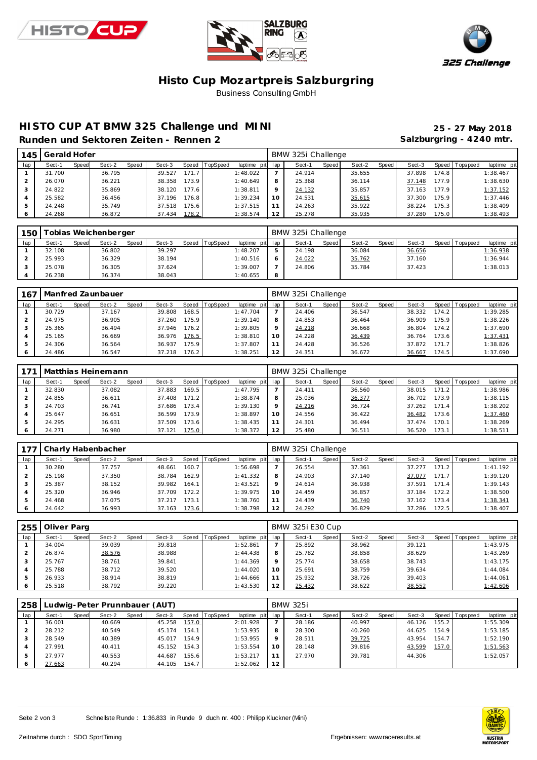# Histo Cup Mozartpreis Salzburgring

Business Consulting GmbH

## HISTO CUP AT BMW 325 Challenge und MINI

**Runden und Sektoren Zeiten - Rennen 2**

**25 - 27 May 2018**
**Salzburgring - 4240 mtr.**

### 145 Gerald Hofer — BMW 325i Challenge

| lap | Sect-1 | Speed | Sect-2 | Speed | Sect-3 | Speed | TopSpeed | laptime pit | lap | Sect-1 | Speed | Sect-2 | Speed | Sect-3 | Speed | Topspeed | laptime pit |
|---|---|---|---|---|---|---|---|---|---|---|---|---|---|---|---|---|---|
| 1 | 31.700 | | 36.795 | | 39.527 | 171.7 | | 1:48.022 | 7 | 24.914 | | 35.655 | | 37.898 | 174.8 | | 1:38.467 |
| 2 | 26.070 | | 36.221 | | 38.358 | 173.9 | | 1:40.649 | 8 | 25.368 | | 36.114 | | 37.148 | 177.9 | | 1:38.630 |
| 3 | 24.822 | | 35.869 | | 38.120 | 177.6 | | 1:38.811 | 9 | 24.132 | | 35.857 | | 37.163 | 177.9 | | 1:37.152 |
| 4 | 25.582 | | 36.456 | | 37.196 | 176.8 | | 1:39.234 | 10 | 24.531 | | 35.615 | | 37.300 | 175.9 | | 1:37.446 |
| 5 | 24.248 | | 35.749 | | 37.518 | 175.6 | | 1:37.515 | 11 | 24.263 | | 35.922 | | 38.224 | 175.3 | | 1:38.409 |
| 6 | 24.268 | | 36.872 | | 37.434 | 178.2 | | 1:38.574 | 12 | 25.278 | | 35.935 | | 37.280 | 175.0 | | 1:38.493 |

### 150 Tobias Weichenberger — BMW 325i Challenge

| lap | Sect-1 | Speed | Sect-2 | Speed | Sect-3 | Speed | TopSpeed | laptime pit | lap | Sect-1 | Speed | Sect-2 | Speed | Sect-3 | Speed | Topspeed | laptime pit |
|---|---|---|---|---|---|---|---|---|---|---|---|---|---|---|---|---|---|
| 1 | 32.108 | | 36.802 | | 39.297 | | | 1:48.207 | 5 | 24.198 | | 36.084 | | 36.656 | | | 1:36.938 |
| 2 | 25.993 | | 36.329 | | 38.194 | | | 1:40.516 | 6 | 24.022 | | 35.762 | | 37.160 | | | 1:36.944 |
| 3 | 25.078 | | 36.305 | | 37.624 | | | 1:39.007 | 7 | 24.806 | | 35.784 | | 37.423 | | | 1:38.013 |
| 4 | 26.238 | | 36.374 | | 38.043 | | | 1:40.655 | 8 | | | | | | | | |

### 167 Manfred Zaunbauer — BMW 325i Challenge

| lap | Sect-1 | Speed | Sect-2 | Speed | Sect-3 | Speed | TopSpeed | laptime pit | lap | Sect-1 | Speed | Sect-2 | Speed | Sect-3 | Speed | Topspeed | laptime pit |
|---|---|---|---|---|---|---|---|---|---|---|---|---|---|---|---|---|---|
| 1 | 30.729 | | 37.167 | | 39.808 | 168.5 | | 1:47.704 | 7 | 24.406 | | 36.547 | | 38.332 | 174.2 | | 1:39.285 |
| 2 | 24.975 | | 36.905 | | 37.260 | 175.9 | | 1:39.140 | 8 | 24.853 | | 36.464 | | 36.909 | 175.9 | | 1:38.226 |
| 3 | 25.365 | | 36.494 | | 37.946 | 176.2 | | 1:39.805 | 9 | 24.218 | | 36.668 | | 36.804 | 174.2 | | 1:37.690 |
| 4 | 25.165 | | 36.669 | | 36.976 | 176.5 | | 1:38.810 | 10 | 24.228 | | 36.439 | | 36.764 | 173.6 | | 1:37.431 |
| 5 | 24.306 | | 36.564 | | 36.937 | 175.9 | | 1:37.807 | 11 | 24.428 | | 36.526 | | 37.872 | 171.7 | | 1:38.826 |
| 6 | 24.486 | | 36.547 | | 37.218 | 176.2 | | 1:38.251 | 12 | 24.351 | | 36.672 | | 36.667 | 174.5 | | 1:37.690 |

### 171 Matthias Heinemann — BMW 325i Challenge

| lap | Sect-1 | Speed | Sect-2 | Speed | Sect-3 | Speed | TopSpeed | laptime pit | lap | Sect-1 | Speed | Sect-2 | Speed | Sect-3 | Speed | Topspeed | laptime pit |
|---|---|---|---|---|---|---|---|---|---|---|---|---|---|---|---|---|---|
| 1 | 32.830 | | 37.082 | | 37.883 | 169.5 | | 1:47.795 | 7 | 24.411 | | 36.560 | | 38.015 | 171.2 | | 1:38.986 |
| 2 | 24.855 | | 36.611 | | 37.408 | 171.2 | | 1:38.874 | 8 | 25.036 | | 36.377 | | 36.702 | 173.9 | | 1:38.115 |
| 3 | 24.703 | | 36.741 | | 37.686 | 173.4 | | 1:39.130 | 9 | 24.216 | | 36.724 | | 37.262 | 171.4 | | 1:38.202 |
| 4 | 25.647 | | 36.651 | | 36.599 | 173.9 | | 1:38.897 | 10 | 24.556 | | 36.422 | | 36.482 | 173.6 | | 1:37.460 |
| 5 | 24.295 | | 36.631 | | 37.509 | 173.6 | | 1:38.435 | 11 | 24.301 | | 36.494 | | 37.474 | 170.1 | | 1:38.269 |
| 6 | 24.271 | | 36.980 | | 37.121 | 175.0 | | 1:38.372 | 12 | 25.480 | | 36.511 | | 36.520 | 173.1 | | 1:38.511 |

### 177 Charly Habenbacher — BMW 325i Challenge

| lap | Sect-1 | Speed | Sect-2 | Speed | Sect-3 | Speed | TopSpeed | laptime pit | lap | Sect-1 | Speed | Sect-2 | Speed | Sect-3 | Speed | Topspeed | laptime pit |
|---|---|---|---|---|---|---|---|---|---|---|---|---|---|---|---|---|---|
| 1 | 30.280 | | 37.757 | | 48.661 | 160.7 | | 1:56.698 | 7 | 26.554 | | 37.361 | | 37.277 | 171.2 | | 1:41.192 |
| 2 | 25.198 | | 37.350 | | 38.784 | 162.9 | | 1:41.332 | 8 | 24.903 | | 37.140 | | 37.077 | 171.7 | | 1:39.120 |
| 3 | 25.387 | | 38.152 | | 39.982 | 164.1 | | 1:43.521 | 9 | 24.614 | | 36.938 | | 37.591 | 171.4 | | 1:39.143 |
| 4 | 25.320 | | 36.946 | | 37.709 | 172.2 | | 1:39.975 | 10 | 24.459 | | 36.857 | | 37.184 | 172.2 | | 1:38.500 |
| 5 | 24.468 | | 37.075 | | 37.217 | 173.1 | | 1:38.760 | 11 | 24.439 | | 36.740 | | 37.162 | 173.4 | | 1:38.341 |
| 6 | 24.642 | | 36.993 | | 37.163 | 173.6 | | 1:38.798 | 12 | 24.292 | | 36.829 | | 37.286 | 172.5 | | 1:38.407 |

### 255 Oliver Parg — BMW 325i E30 Cup

| lap | Sect-1 | Speed | Sect-2 | Speed | Sect-3 | Speed | TopSpeed | laptime pit | lap | Sect-1 | Speed | Sect-2 | Speed | Sect-3 | Speed | Topspeed | laptime pit |
|---|---|---|---|---|---|---|---|---|---|---|---|---|---|---|---|---|---|
| 1 | 34.004 | | 39.039 | | 39.818 | | | 1:52.861 | 7 | 25.892 | | 38.962 | | 39.121 | | | 1:43.975 |
| 2 | 26.874 | | 38.576 | | 38.988 | | | 1:44.438 | 8 | 25.782 | | 38.858 | | 38.629 | | | 1:43.269 |
| 3 | 25.767 | | 38.761 | | 39.841 | | | 1:44.369 | 9 | 25.774 | | 38.658 | | 38.743 | | | 1:43.175 |
| 4 | 25.788 | | 38.712 | | 39.520 | | | 1:44.020 | 10 | 25.691 | | 38.759 | | 39.634 | | | 1:44.084 |
| 5 | 26.933 | | 38.914 | | 38.819 | | | 1:44.666 | 11 | 25.932 | | 38.726 | | 39.403 | | | 1:44.061 |
| 6 | 25.518 | | 38.792 | | 39.220 | | | 1:43.530 | 12 | 25.432 | | 38.622 | | 38.552 | | | 1:42.606 |

### 258 Ludwig-Peter Prunnbauer (AUT) — BMW 325i

| lap | Sect-1 | Speed | Sect-2 | Speed | Sect-3 | Speed | TopSpeed | laptime pit | lap | Sect-1 | Speed | Sect-2 | Speed | Sect-3 | Speed | Topspeed | laptime pit |
|---|---|---|---|---|---|---|---|---|---|---|---|---|---|---|---|---|---|
| 1 | 36.001 | | 40.669 | | 45.258 | 157.0 | | 2:01.928 | 7 | 28.186 | | 40.997 | | 46.126 | 155.2 | | 1:55.309 |
| 2 | 28.212 | | 40.549 | | 45.174 | 154.1 | | 1:53.935 | 8 | 28.300 | | 40.260 | | 44.625 | 154.9 | | 1:53.185 |
| 3 | 28.549 | | 40.389 | | 45.017 | 154.9 | | 1:53.955 | 9 | 28.511 | | 39.725 | | 43.954 | 154.7 | | 1:52.190 |
| 4 | 27.991 | | 40.411 | | 45.152 | 154.3 | | 1:53.554 | 10 | 28.148 | | 39.816 | | 43.599 | 157.0 | | 1:51.563 |
| 5 | 27.977 | | 40.553 | | 44.687 | 155.6 | | 1:53.217 | 11 | 27.970 | | 39.781 | | 44.306 | | | 1:52.057 |
| 6 | 27.663 | | 40.294 | | 44.105 | 154.7 | | 1:52.062 | 12 | | | | | | | | |

Schnellste Runde : 1:36.833 in Runde 9 duch nr. 400 : Philipp Kluckner (Mini)

Zeitnahme durch : SDO SportTiming

Ergebnissen: www.raceresults.at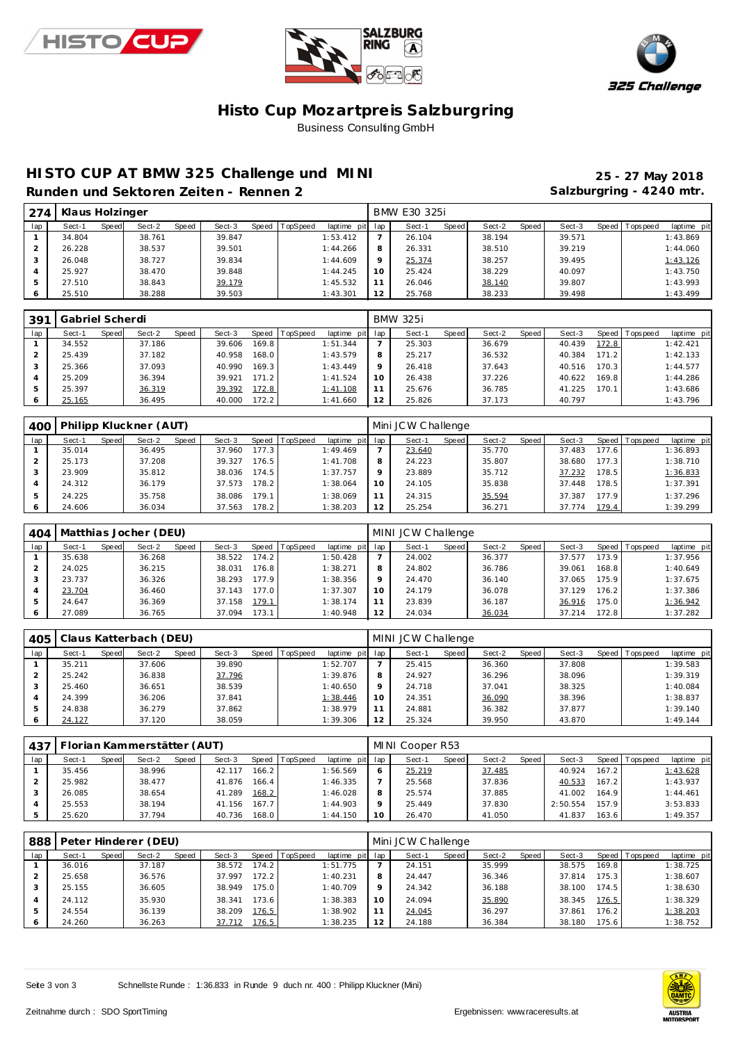# Histo Cup Mozartpreis Salzburgring

Business Consulting GmbH

## HISTO CUP AT BMW 325 Challenge und MINI

**25 - 27 May 2018**

### Runden und Sektoren Zeiten - Rennen 2

**Salzburgring - 4240 mtr.**

| 274 | Klaus Holzinger | | | | | | | | BMW E30 325i | | | | | | | | |
|---|---|---|---|---|---|---|---|---|---|---|---|---|---|---|---|---|---|
| lap | Sect-1 | Speed | Sect-2 | Speed | Sect-3 | Speed | TopSpeed | laptime pit | lap | Sect-1 | Speed | Sect-2 | Speed | Sect-3 | Speed | Topspeed | laptime pit |
| 1 | 34.804 | | 38.761 | | 39.847 | | | 1:53.412 | 7 | 26.104 | | 38.194 | | 39.571 | | | 1:43.869 |
| 2 | 26.228 | | 38.537 | | 39.501 | | | 1:44.266 | 8 | 26.331 | | 38.510 | | 39.219 | | | 1:44.060 |
| 3 | 26.048 | | 38.727 | | 39.834 | | | 1:44.609 | 9 | 25.374 | | 38.257 | | 39.495 | | | 1:43.126 |
| 4 | 25.927 | | 38.470 | | 39.848 | | | 1:44.245 | 10 | 25.424 | | 38.229 | | 40.097 | | | 1:43.750 |
| 5 | 27.510 | | 38.843 | | 39.179 | | | 1:45.532 | 11 | 26.046 | | 38.140 | | 39.807 | | | 1:43.993 |
| 6 | 25.510 | | 38.288 | | 39.503 | | | 1:43.301 | 12 | 25.768 | | 38.233 | | 39.498 | | | 1:43.499 |

| 391 | Gabriel Scherdi | | | | | | | | BMW 325i | | | | | | | | |
|---|---|---|---|---|---|---|---|---|---|---|---|---|---|---|---|---|---|
| lap | Sect-1 | Speed | Sect-2 | Speed | Sect-3 | Speed | TopSpeed | laptime pit | lap | Sect-1 | Speed | Sect-2 | Speed | Sect-3 | Speed | Topspeed | laptime pit |
| 1 | 34.552 | | 37.186 | | 39.606 | 169.8 | | 1:51.344 | 7 | 25.303 | | 36.679 | | 40.439 | 172.8 | | 1:42.421 |
| 2 | 25.439 | | 37.182 | | 40.958 | 168.0 | | 1:43.579 | 8 | 25.217 | | 36.532 | | 40.384 | 171.2 | | 1:42.133 |
| 3 | 25.366 | | 37.093 | | 40.990 | 169.3 | | 1:43.449 | 9 | 26.418 | | 37.643 | | 40.516 | 170.3 | | 1:44.577 |
| 4 | 25.209 | | 36.394 | | 39.921 | 171.2 | | 1:41.524 | 10 | 26.438 | | 37.226 | | 40.622 | 169.8 | | 1:44.286 |
| 5 | 25.397 | | 36.319 | | 39.392 | 172.8 | | 1:41.108 | 11 | 25.676 | | 36.785 | | 41.225 | 170.1 | | 1:43.686 |
| 6 | 25.165 | | 36.495 | | 40.000 | 172.2 | | 1:41.660 | 12 | 25.826 | | 37.173 | | 40.797 | | | 1:43.796 |

| 400 | Philipp Kluckner (AUT) | | | | | | | | Mini JCW Challenge | | | | | | | | |
|---|---|---|---|---|---|---|---|---|---|---|---|---|---|---|---|---|---|
| lap | Sect-1 | Speed | Sect-2 | Speed | Sect-3 | Speed | TopSpeed | laptime pit | lap | Sect-1 | Speed | Sect-2 | Speed | Sect-3 | Speed | Topspeed | laptime pit |
| 1 | 35.014 | | 36.495 | | 37.960 | 177.3 | | 1:49.469 | 7 | 23.640 | | 35.770 | | 37.483 | 177.6 | | 1:36.893 |
| 2 | 25.173 | | 37.208 | | 39.327 | 176.5 | | 1:41.708 | 8 | 24.223 | | 35.807 | | 38.680 | 177.3 | | 1:38.710 |
| 3 | 23.909 | | 35.812 | | 38.036 | 174.5 | | 1:37.757 | 9 | 23.889 | | 35.712 | | 37.232 | 178.5 | | 1:36.833 |
| 4 | 24.312 | | 36.179 | | 37.573 | 178.2 | | 1:38.064 | 10 | 24.105 | | 35.838 | | 37.448 | 178.5 | | 1:37.391 |
| 5 | 24.225 | | 35.758 | | 38.086 | 179.1 | | 1:38.069 | 11 | 24.315 | | 35.594 | | 37.387 | 177.9 | | 1:37.296 |
| 6 | 24.606 | | 36.034 | | 37.563 | 178.2 | | 1:38.203 | 12 | 25.254 | | 36.271 | | 37.774 | 179.4 | | 1:39.299 |

| 404 | Matthias Jocher (DEU) | | | | | | | | MINI JCW Challenge | | | | | | | | |
|---|---|---|---|---|---|---|---|---|---|---|---|---|---|---|---|---|---|
| lap | Sect-1 | Speed | Sect-2 | Speed | Sect-3 | Speed | TopSpeed | laptime pit | lap | Sect-1 | Speed | Sect-2 | Speed | Sect-3 | Speed | Topspeed | laptime pit |
| 1 | 35.638 | | 36.268 | | 38.522 | 174.2 | | 1:50.428 | 7 | 24.002 | | 36.377 | | 37.577 | 173.9 | | 1:37.956 |
| 2 | 24.025 | | 36.215 | | 38.031 | 176.8 | | 1:38.271 | 8 | 24.802 | | 36.786 | | 39.061 | 168.8 | | 1:40.649 |
| 3 | 23.737 | | 36.326 | | 38.293 | 177.9 | | 1:38.356 | 9 | 24.470 | | 36.140 | | 37.065 | 175.9 | | 1:37.675 |
| 4 | 23.704 | | 36.460 | | 37.143 | 177.0 | | 1:37.307 | 10 | 24.179 | | 36.078 | | 37.129 | 176.2 | | 1:37.386 |
| 5 | 24.647 | | 36.369 | | 37.158 | 179.1 | | 1:38.174 | 11 | 23.839 | | 36.187 | | 36.916 | 175.0 | | 1:36.942 |
| 6 | 27.089 | | 36.765 | | 37.094 | 173.1 | | 1:40.948 | 12 | 24.034 | | 36.034 | | 37.214 | 172.8 | | 1:37.282 |

| 405 | Claus Katterbach (DEU) | | | | | | | | MINI JCW Challenge | | | | | | | | |
|---|---|---|---|---|---|---|---|---|---|---|---|---|---|---|---|---|---|
| lap | Sect-1 | Speed | Sect-2 | Speed | Sect-3 | Speed | TopSpeed | laptime pit | lap | Sect-1 | Speed | Sect-2 | Speed | Sect-3 | Speed | Topspeed | laptime pit |
| 1 | 35.211 | | 37.606 | | 39.890 | | | 1:52.707 | 7 | 25.415 | | 36.360 | | 37.808 | | | 1:39.583 |
| 2 | 25.242 | | 36.838 | | 37.796 | | | 1:39.876 | 8 | 24.927 | | 36.296 | | 38.096 | | | 1:39.319 |
| 3 | 25.460 | | 36.651 | | 38.539 | | | 1:40.650 | 9 | 24.718 | | 37.041 | | 38.325 | | | 1:40.084 |
| 4 | 24.399 | | 36.206 | | 37.841 | | | 1:38.446 | 10 | 24.351 | | 36.090 | | 38.396 | | | 1:38.837 |
| 5 | 24.838 | | 36.279 | | 37.862 | | | 1:38.979 | 11 | 24.881 | | 36.382 | | 37.877 | | | 1:39.140 |
| 6 | 24.127 | | 37.120 | | 38.059 | | | 1:39.306 | 12 | 25.324 | | 39.950 | | 43.870 | | | 1:49.144 |

| 437 | Florian Kammerstätter (AUT) | | | | | | | | MINI Cooper R53 | | | | | | | | |
|---|---|---|---|---|---|---|---|---|---|---|---|---|---|---|---|---|---|
| lap | Sect-1 | Speed | Sect-2 | Speed | Sect-3 | Speed | TopSpeed | laptime pit | lap | Sect-1 | Speed | Sect-2 | Speed | Sect-3 | Speed | Topspeed | laptime pit |
| 1 | 35.456 | | 38.996 | | 42.117 | 166.2 | | 1:56.569 | 6 | 25.219 | | 37.485 | | 40.924 | 167.2 | | 1:43.628 |
| 2 | 25.982 | | 38.477 | | 41.876 | 166.4 | | 1:46.335 | 7 | 25.568 | | 37.836 | | 40.533 | 167.2 | | 1:43.937 |
| 3 | 26.085 | | 38.654 | | 41.289 | 168.2 | | 1:46.028 | 8 | 25.574 | | 37.885 | | 41.002 | 164.9 | | 1:44.461 |
| 4 | 25.553 | | 38.194 | | 41.156 | 167.7 | | 1:44.903 | 9 | 25.449 | | 37.830 | | 2:50.554 | 157.9 | | 3:53.833 |
| 5 | 25.620 | | 37.794 | | 40.736 | 168.0 | | 1:44.150 | 10 | 26.470 | | 41.050 | | 41.837 | 163.6 | | 1:49.357 |

| 888 | Peter Hinderer (DEU) | | | | | | | | Mini JCW Challenge | | | | | | | | |
|---|---|---|---|---|---|---|---|---|---|---|---|---|---|---|---|---|---|
| lap | Sect-1 | Speed | Sect-2 | Speed | Sect-3 | Speed | TopSpeed | laptime pit | lap | Sect-1 | Speed | Sect-2 | Speed | Sect-3 | Speed | Topspeed | laptime pit |
| 1 | 36.016 | | 37.187 | | 38.572 | 174.2 | | 1:51.775 | 7 | 24.151 | | 35.999 | | 38.575 | 169.8 | | 1:38.725 |
| 2 | 25.658 | | 36.576 | | 37.997 | 172.2 | | 1:40.231 | 8 | 24.447 | | 36.346 | | 37.814 | 175.3 | | 1:38.607 |
| 3 | 25.155 | | 36.605 | | 38.949 | 175.0 | | 1:40.709 | 9 | 24.342 | | 36.188 | | 38.100 | 174.5 | | 1:38.630 |
| 4 | 24.112 | | 35.930 | | 38.341 | 173.6 | | 1:38.383 | 10 | 24.094 | | 35.890 | | 38.345 | 176.5 | | 1:38.329 |
| 5 | 24.554 | | 36.139 | | 38.209 | 176.5 | | 1:38.902 | 11 | 24.045 | | 36.297 | | 37.861 | 176.2 | | 1:38.203 |
| 6 | 24.260 | | 36.263 | | 37.712 | 176.5 | | 1:38.235 | 12 | 24.188 | | 36.384 | | 38.180 | 175.6 | | 1:38.752 |

Schnellste Runde : 1:36.833 in Runde 9 duch nr. 400 : Philipp Kluckner (Mini)

Zeitnahme durch : SDO SportTiming

Ergebnissen: www.raceresults.at